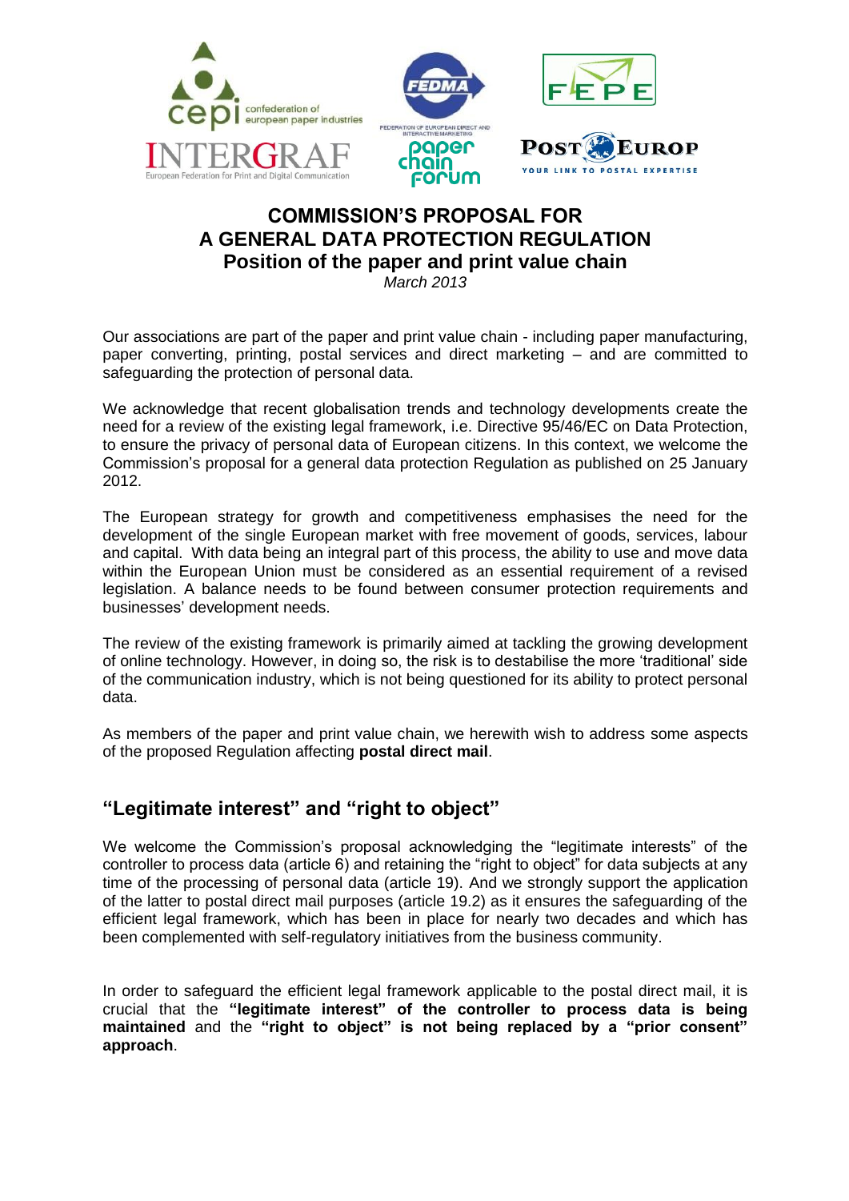# COMMISSION'S PROPOSAL FOR A GENERAL DATA PROTECTION REGULATION
## Position of the paper and print value chain

*March 2013*

Our associations are part of the paper and print value chain - including paper manufacturing, paper converting, printing, postal services and direct marketing – and are committed to safeguarding the protection of personal data.

We acknowledge that recent globalisation trends and technology developments create the need for a review of the existing legal framework, i.e. Directive 95/46/EC on Data Protection, to ensure the privacy of personal data of European citizens. In this context, we welcome the Commission's proposal for a general data protection Regulation as published on 25 January 2012.

The European strategy for growth and competitiveness emphasises the need for the development of the single European market with free movement of goods, services, labour and capital. With data being an integral part of this process, the ability to use and move data within the European Union must be considered as an essential requirement of a revised legislation. A balance needs to be found between consumer protection requirements and businesses' development needs.

The review of the existing framework is primarily aimed at tackling the growing development of online technology. However, in doing so, the risk is to destabilise the more 'traditional' side of the communication industry, which is not being questioned for its ability to protect personal data.

As members of the paper and print value chain, we herewith wish to address some aspects of the proposed Regulation affecting **postal direct mail**.

## "Legitimate interest" and "right to object"

We welcome the Commission's proposal acknowledging the "legitimate interests" of the controller to process data (article 6) and retaining the "right to object" for data subjects at any time of the processing of personal data (article 19). And we strongly support the application of the latter to postal direct mail purposes (article 19.2) as it ensures the safeguarding of the efficient legal framework, which has been in place for nearly two decades and which has been complemented with self-regulatory initiatives from the business community.

In order to safeguard the efficient legal framework applicable to the postal direct mail, it is crucial that the **"legitimate interest" of the controller to process data is being maintained** and the **"right to object" is not being replaced by a "prior consent" approach**.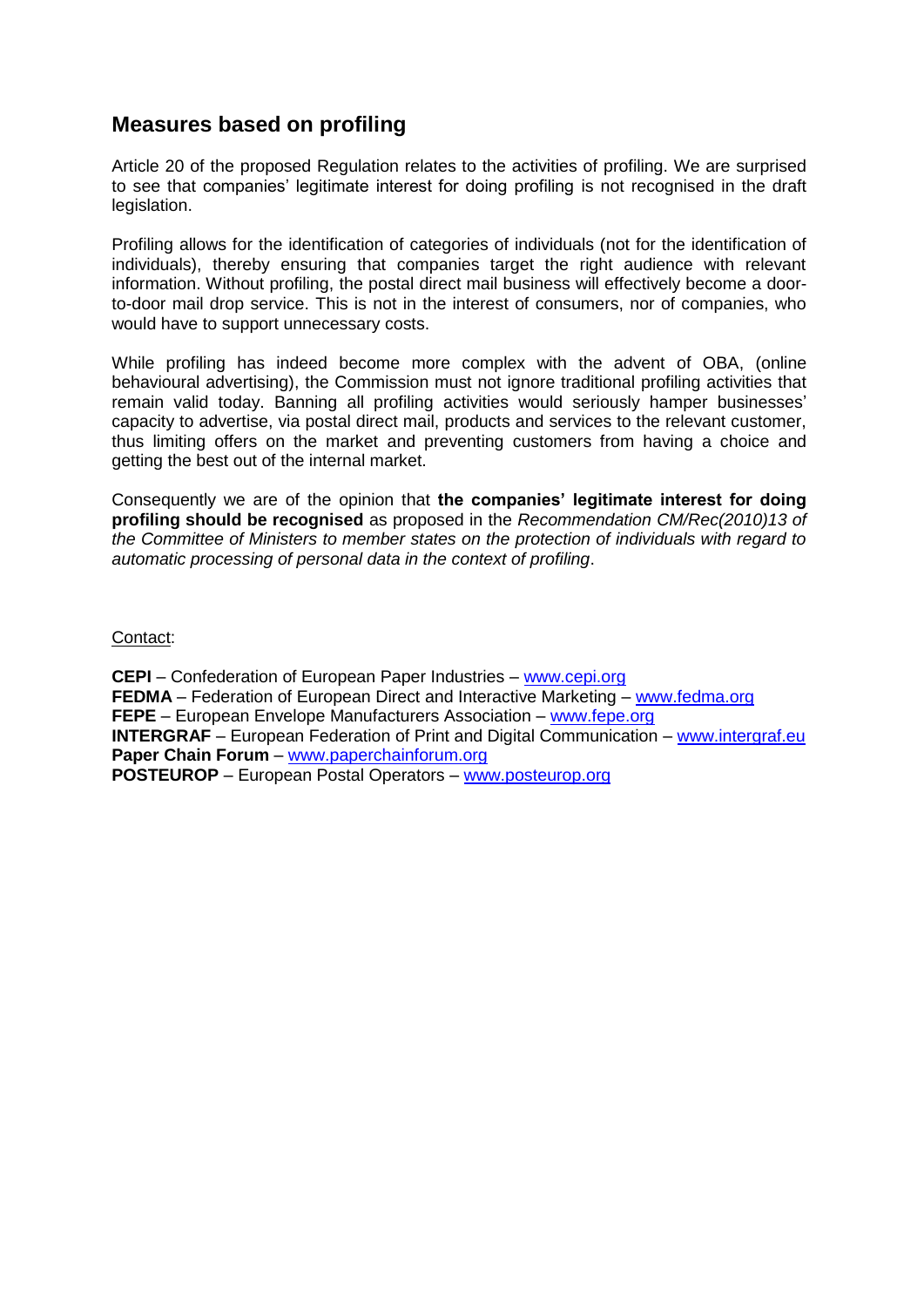## Measures based on profiling

Article 20 of the proposed Regulation relates to the activities of profiling. We are surprised to see that companies' legitimate interest for doing profiling is not recognised in the draft legislation.

Profiling allows for the identification of categories of individuals (not for the identification of individuals), thereby ensuring that companies target the right audience with relevant information. Without profiling, the postal direct mail business will effectively become a door-to-door mail drop service. This is not in the interest of consumers, nor of companies, who would have to support unnecessary costs.

While profiling has indeed become more complex with the advent of OBA, (online behavioural advertising), the Commission must not ignore traditional profiling activities that remain valid today. Banning all profiling activities would seriously hamper businesses' capacity to advertise, via postal direct mail, products and services to the relevant customer, thus limiting offers on the market and preventing customers from having a choice and getting the best out of the internal market.

Consequently we are of the opinion that **the companies' legitimate interest for doing profiling should be recognised** as proposed in the *Recommendation CM/Rec(2010)13 of the Committee of Ministers to member states on the protection of individuals with regard to automatic processing of personal data in the context of profiling*.

Contact:

**CEPI** – Confederation of European Paper Industries – www.cepi.org
**FEDMA** – Federation of European Direct and Interactive Marketing – www.fedma.org
**FEPE** – European Envelope Manufacturers Association – www.fepe.org
**INTERGRAF** – European Federation of Print and Digital Communication – www.intergraf.eu
**Paper Chain Forum** – www.paperchainforum.org
**POSTEUROP** – European Postal Operators – www.posteurop.org